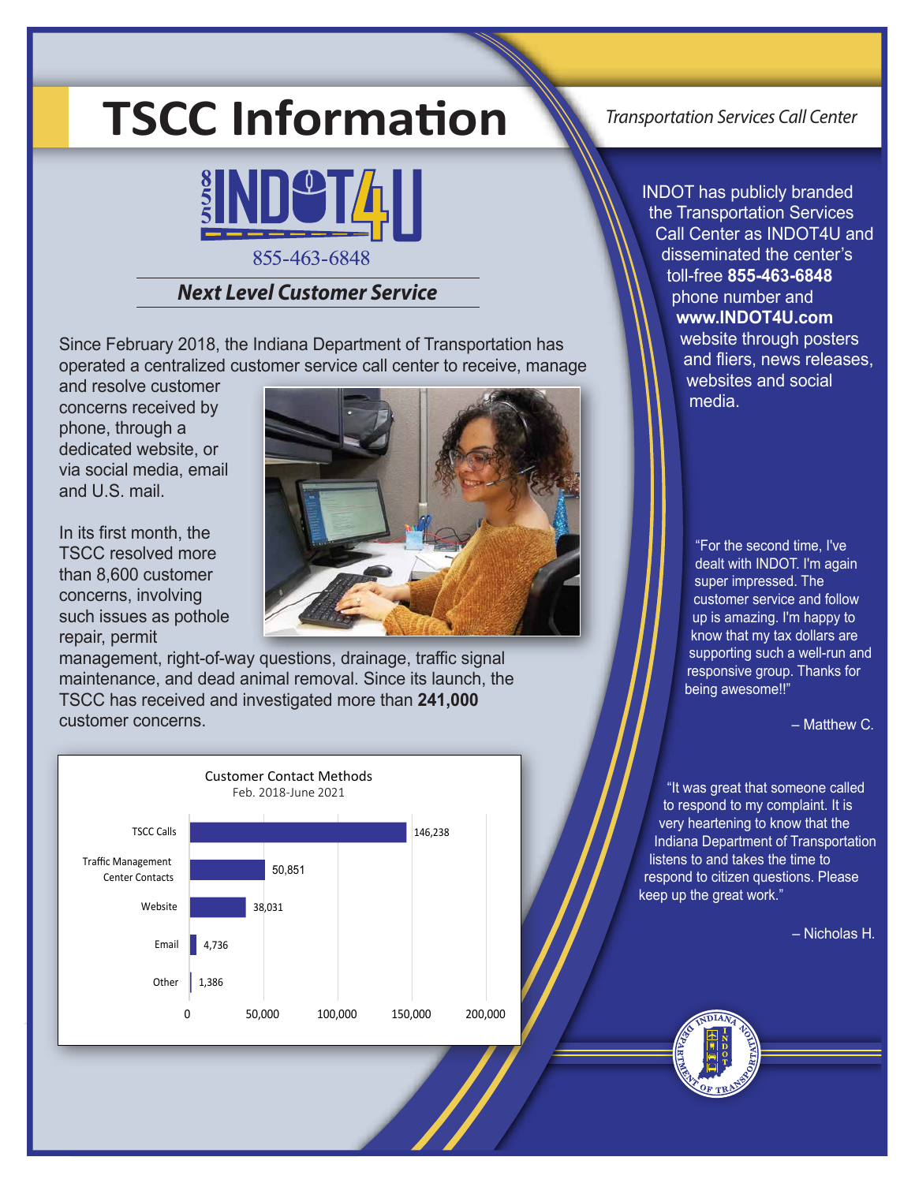# TSCC Information

*Transportation Services Call Center*

855-463-6848

***Next Level Customer Service***

Since February 2018, the Indiana Department of Transportation has operated a centralized customer service call center to receive, manage and resolve customer concerns received by phone, through a dedicated website, or via social media, email and U.S. mail.

In its first month, the TSCC resolved more than 8,600 customer concerns, involving such issues as pothole repair, permit management, right-of-way questions, drainage, traffic signal maintenance, and dead animal removal. Since its launch, the TSCC has received and investigated more than **241,000** customer concerns.

**Customer Contact Methods**
Feb. 2018-June 2021

| Method | Contacts |
|---|---|
| TSCC Calls | 146,238 |
| Traffic Management Center Contacts | 50,851 |
| Website | 38,031 |
| Email | 4,736 |
| Other | 1,386 |

INDOT has publicly branded the Transportation Services Call Center as INDOT4U and disseminated the center's toll-free **855-463-6848** phone number and **www.INDOT4U.com** website through posters and fliers, news releases, websites and social media.

"For the second time, I've dealt with INDOT. I'm again super impressed. The customer service and follow up is amazing. I'm happy to know that my tax dollars are supporting such a well-run and responsive group. Thanks for being awesome!!"

– Matthew C.

"It was great that someone called to respond to my complaint. It is very heartening to know that the Indiana Department of Transportation listens to and takes the time to respond to citizen questions. Please keep up the great work."

– Nicholas H.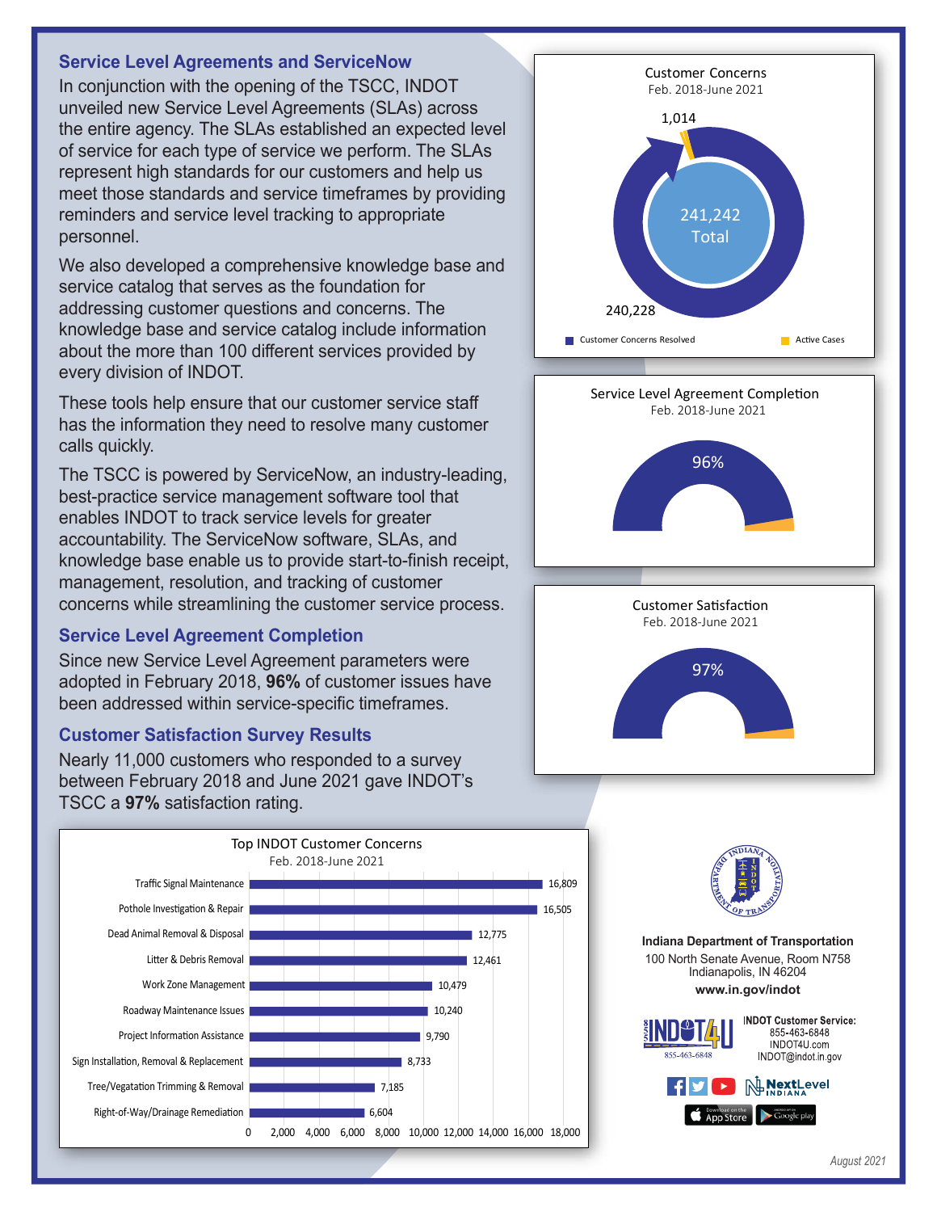## Service Level Agreements and ServiceNow

In conjunction with the opening of the TSCC, INDOT unveiled new Service Level Agreements (SLAs) across the entire agency. The SLAs established an expected level of service for each type of service we perform. The SLAs represent high standards for our customers and help us meet those standards and service timeframes by providing reminders and service level tracking to appropriate personnel.

We also developed a comprehensive knowledge base and service catalog that serves as the foundation for addressing customer questions and concerns. The knowledge base and service catalog include information about the more than 100 different services provided by every division of INDOT.

These tools help ensure that our customer service staff has the information they need to resolve many customer calls quickly.

The TSCC is powered by ServiceNow, an industry-leading, best-practice service management software tool that enables INDOT to track service levels for greater accountability. The ServiceNow software, SLAs, and knowledge base enable us to provide start-to-finish receipt, management, resolution, and tracking of customer concerns while streamlining the customer service process.

## Service Level Agreement Completion

Since new Service Level Agreement parameters were adopted in February 2018, **96%** of customer issues have been addressed within service-specific timeframes.

## Customer Satisfaction Survey Results

Nearly 11,000 customers who responded to a survey between February 2018 and June 2021 gave INDOT's TSCC a **97%** satisfaction rating.

Customer Concerns
Feb. 2018-June 2021
1,014
241,242 Total
240,228
Customer Concerns Resolved
Active Cases

Service Level Agreement Completion
Feb. 2018-June 2021
96%

Customer Satisfaction
Feb. 2018-June 2021
97%

Top INDOT Customer Concerns
Feb. 2018-June 2021
Traffic Signal Maintenance 16,809
Pothole Investigation & Repair 16,505
Dead Animal Removal & Disposal 12,775
Litter & Debris Removal 12,461
Work Zone Management 10,479
Roadway Maintenance Issues 10,240
Project Information Assistance 9,790
Sign Installation, Removal & Replacement 8,733
Tree/Vegatation Trimming & Removal 7,185
Right-of-Way/Drainage Remediation 6,604
0 2,000 4,000 6,000 8,000 10,000 12,000 14,000 16,000 18,000

**Indiana Department of Transportation**
100 North Senate Avenue, Room N758
Indianapolis, IN 46204
**www.in.gov/indot**

INDOT4U 855-463-6848

**INDOT Customer Service:**
855-463-6848
INDOT4U.com
INDOT@indot.in.gov

NextLevel Indiana

Download on the App Store
Google play

*August 2021*